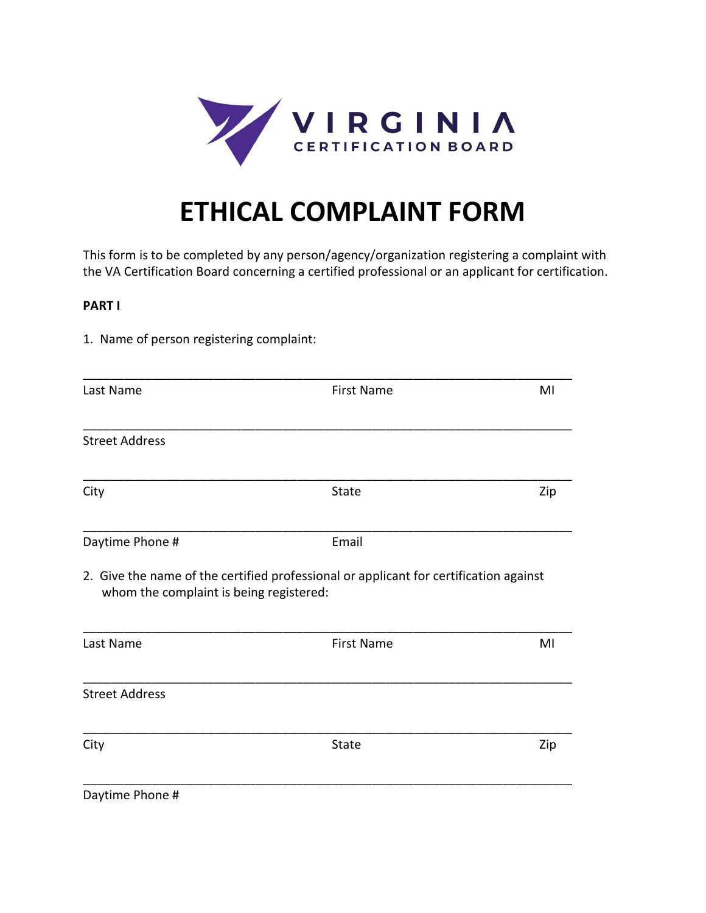VIRGINIA
CERTIFICATION BOARD

# ETHICAL COMPLAINT FORM

This form is to be completed by any person/agency/organization registering a complaint with the VA Certification Board concerning a certified professional or an applicant for certification.

**PART I**

1. Name of person registering complaint:

______________________________________________________________________

Last Name                    First Name                    MI

______________________________________________________________________

Street Address

______________________________________________________________________

City                    State                    Zip

______________________________________________________________________

Daytime Phone #                    Email

2. Give the name of the certified professional or applicant for certification against whom the complaint is being registered:

______________________________________________________________________

Last Name                    First Name                    MI

______________________________________________________________________

Street Address

______________________________________________________________________

City                    State                    Zip

______________________________________________________________________

Daytime Phone #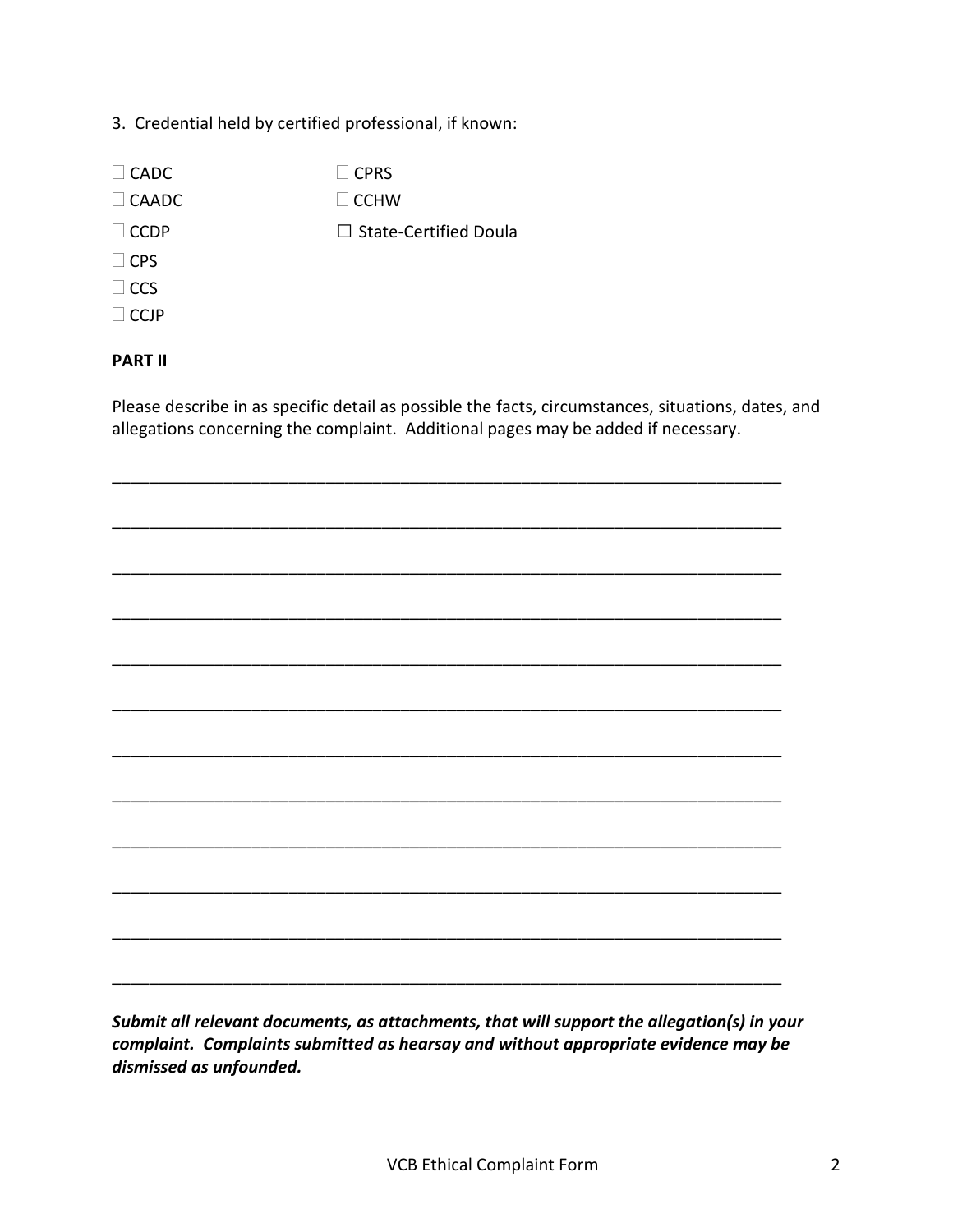3. Credential held by certified professional, if known:

☐ CADC
☐ CAADC
☐ CCDP
☐ CPS
☐ CCS
☐ CCJP
☐ CPRS
☐ CCHW
☐ State-Certified Doula

**PART II**

Please describe in as specific detail as possible the facts, circumstances, situations, dates, and allegations concerning the complaint. Additional pages may be added if necessary.

___________________________________________________________________________

___________________________________________________________________________

___________________________________________________________________________

___________________________________________________________________________

___________________________________________________________________________

___________________________________________________________________________

___________________________________________________________________________

___________________________________________________________________________

___________________________________________________________________________

___________________________________________________________________________

___________________________________________________________________________

___________________________________________________________________________

***Submit all relevant documents, as attachments, that will support the allegation(s) in your complaint. Complaints submitted as hearsay and without appropriate evidence may be dismissed as unfounded.***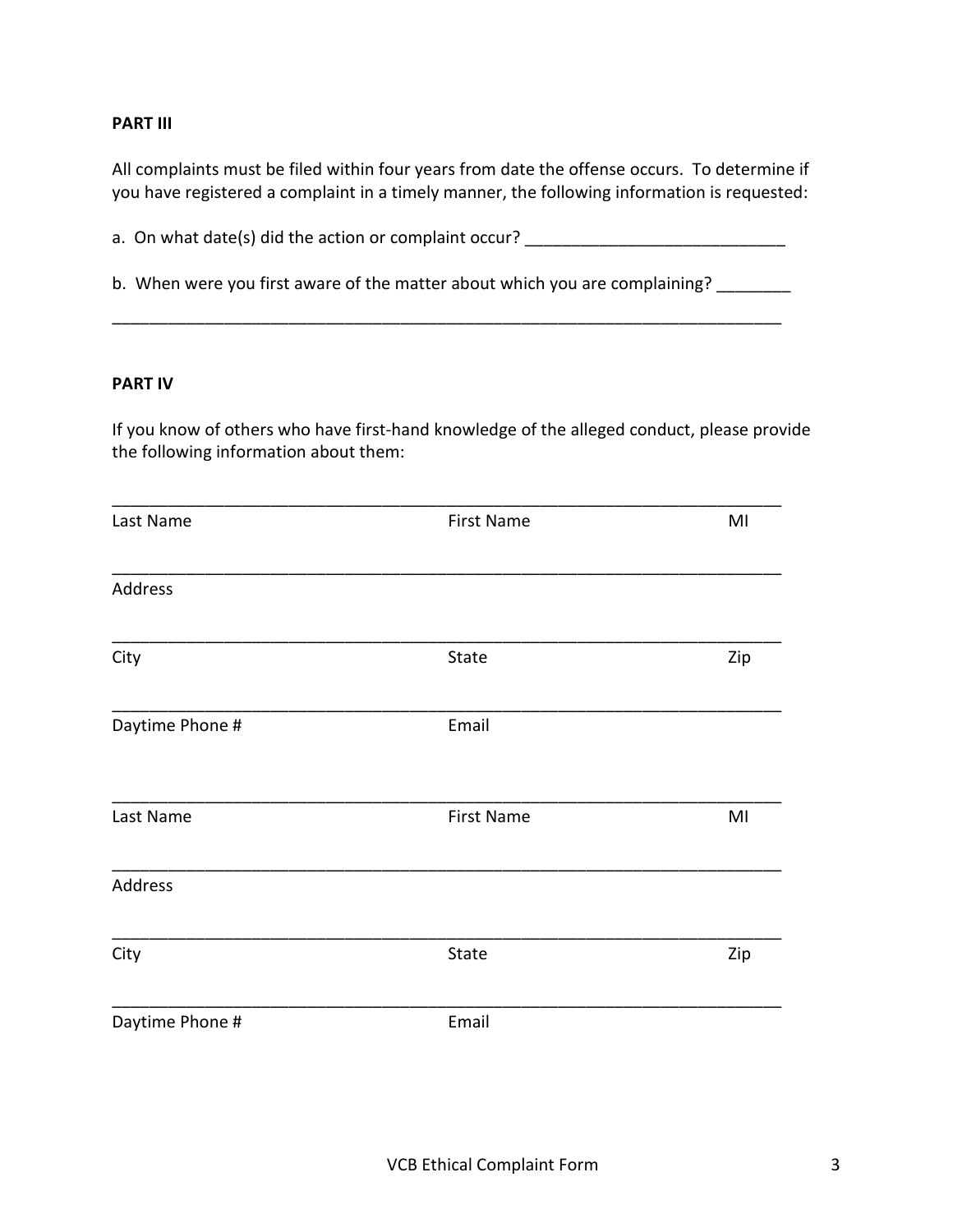**PART III**

All complaints must be filed within four years from date the offense occurs. To determine if you have registered a complaint in a timely manner, the following information is requested:

a. On what date(s) did the action or complaint occur? ___________________________

b. When were you first aware of the matter about which you are complaining? ________

_________________________________________________________________________

**PART IV**

If you know of others who have first-hand knowledge of the alleged conduct, please provide the following information about them:

_________________________________________________________________________

Last Name First Name MI

_________________________________________________________________________

Address

_________________________________________________________________________

City State Zip

_________________________________________________________________________

Daytime Phone # Email

_________________________________________________________________________

Last Name First Name MI

_________________________________________________________________________

Address

_________________________________________________________________________

City State Zip

_________________________________________________________________________

Daytime Phone # Email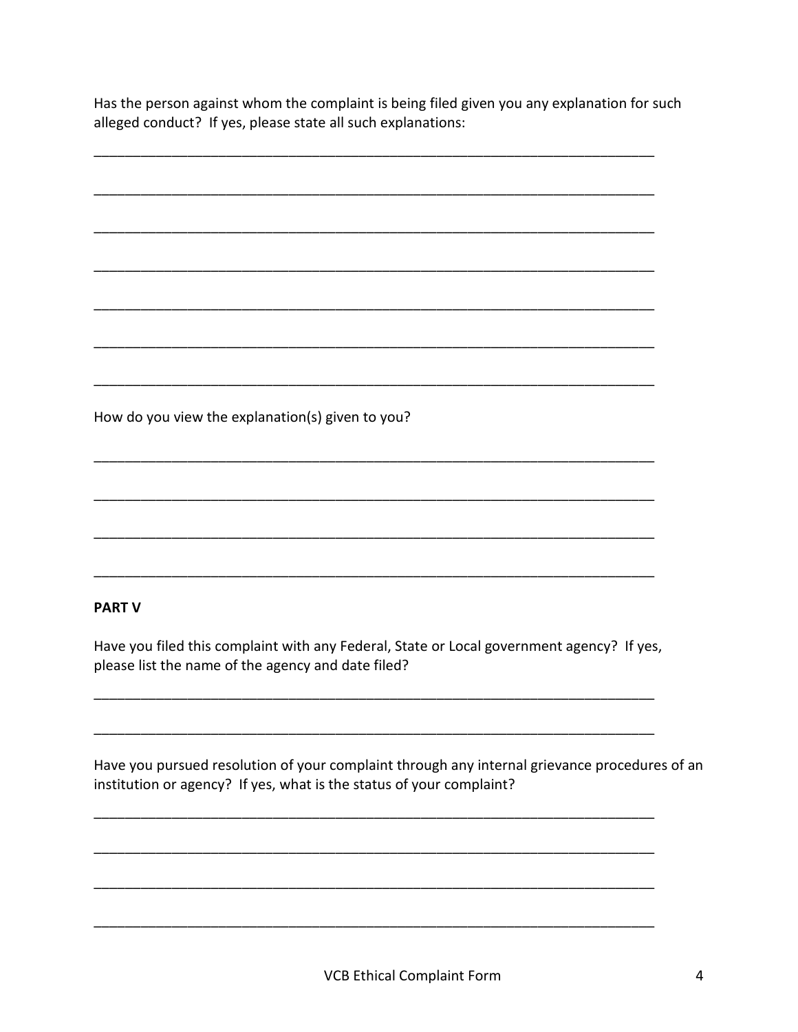Has the person against whom the complaint is being filed given you any explanation for such alleged conduct? If yes, please state all such explanations:

_________________________________________________________________________

_________________________________________________________________________

_________________________________________________________________________

_________________________________________________________________________

_________________________________________________________________________

_________________________________________________________________________

_________________________________________________________________________

How do you view the explanation(s) given to you?

_________________________________________________________________________

_________________________________________________________________________

_________________________________________________________________________

_________________________________________________________________________

**PART V**

Have you filed this complaint with any Federal, State or Local government agency? If yes, please list the name of the agency and date filed?

_________________________________________________________________________

_________________________________________________________________________

Have you pursued resolution of your complaint through any internal grievance procedures of an institution or agency? If yes, what is the status of your complaint?

_________________________________________________________________________

_________________________________________________________________________

_________________________________________________________________________

_________________________________________________________________________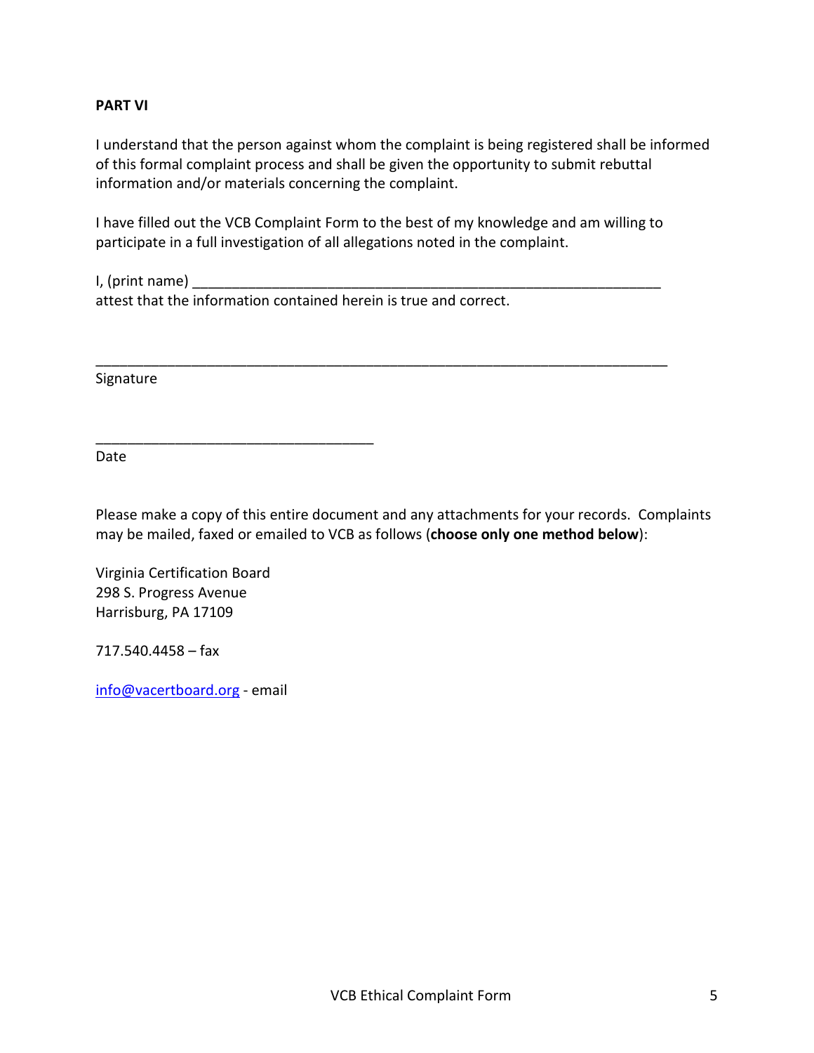**PART VI**

I understand that the person against whom the complaint is being registered shall be informed of this formal complaint process and shall be given the opportunity to submit rebuttal information and/or materials concerning the complaint.

I have filled out the VCB Complaint Form to the best of my knowledge and am willing to participate in a full investigation of all allegations noted in the complaint.

I, (print name) _____________________________________________________________
attest that the information contained herein is true and correct.

___________________________________________________________________________
Signature

____________________________________
Date

Please make a copy of this entire document and any attachments for your records. Complaints may be mailed, faxed or emailed to VCB as follows (**choose only one method below**):

Virginia Certification Board
298 S. Progress Avenue
Harrisburg, PA 17109

717.540.4458 – fax

info@vacertboard.org - email